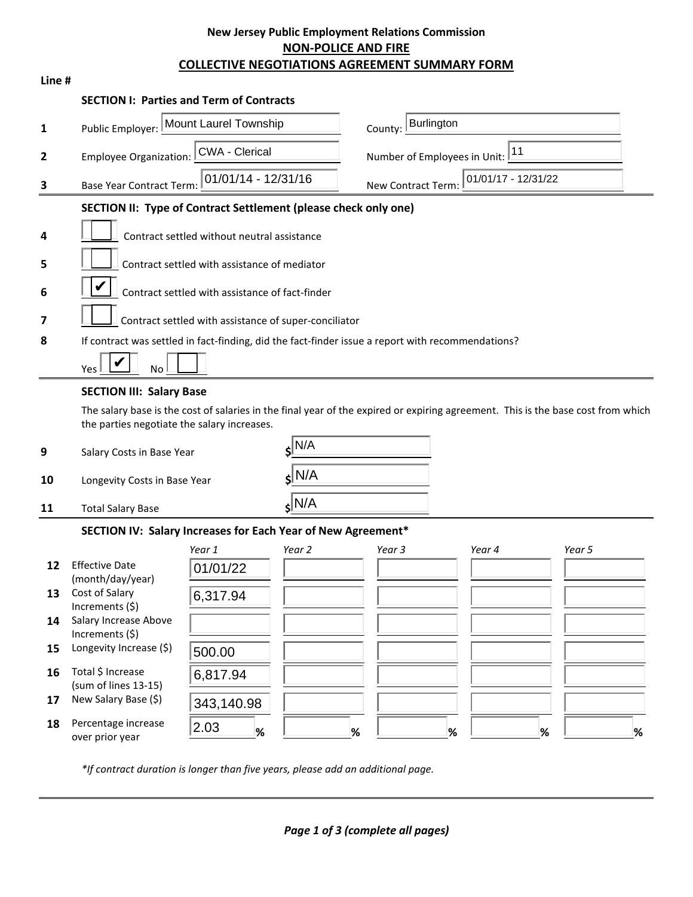# New Jersey Public Employment Relations Commission

## NON-POLICE AND FIRE

## COLLECTIVE NEGOTIATIONS AGREEMENT SUMMARY FORM

**Line #**

### SECTION I: Parties and Term of Contracts

| Line # | Field | Value | Field | Value |
|---|---|---|---|---|
| 1 | Public Employer: | Mount Laurel Township | County: | Burlington |
| 2 | Employee Organization: | CWA - Clerical | Number of Employees in Unit: | 11 |
| 3 | Base Year Contract Term: | 01/01/14 - 12/31/16 | New Contract Term: | 01/01/17 - 12/31/22 |

### SECTION II: Type of Contract Settlement (please check only one)

| Line # | Checked | Type |
|---|---|---|
| 4 | ☐ | Contract settled without neutral assistance |
| 5 | ☐ | Contract settled with assistance of mediator |
| 6 | ☑ | Contract settled with assistance of fact-finder |
| 7 | ☐ | Contract settled with assistance of super-conciliator |

**8** If contract was settled in fact-finding, did the fact-finder issue a report with recommendations?

Yes ☑ No ☐

### SECTION III: Salary Base

The salary base is the cost of salaries in the final year of the expired or expiring agreement. This is the base cost from which the parties negotiate the salary increases.

| Line # | Item | Amount |
|---|---|---|
| 9 | Salary Costs in Base Year | $ N/A |
| 10 | Longevity Costs in Base Year | $ N/A |
| 11 | Total Salary Base | $ N/A |

### SECTION IV: Salary Increases for Each Year of New Agreement*

| Line # | Item | Year 1 | Year 2 | Year 3 | Year 4 | Year 5 |
|---|---|---|---|---|---|---|
| 12 | Effective Date (month/day/year) | 01/01/22 | | | | |
| 13 | Cost of Salary Increments ($) | 6,317.94 | | | | |
| 14 | Salary Increase Above Increments ($) | | | | | |
| 15 | Longevity Increase ($) | 500.00 | | | | |
| 16 | Total $ Increase (sum of lines 13-15) | 6,817.94 | | | | |
| 17 | New Salary Base ($) | 343,140.98 | | | | |
| 18 | Percentage increase over prior year | 2.03 % | % | % | % | % |

*If contract duration is longer than five years, please add an additional page.*

*Page 1 of 3 (complete all pages)*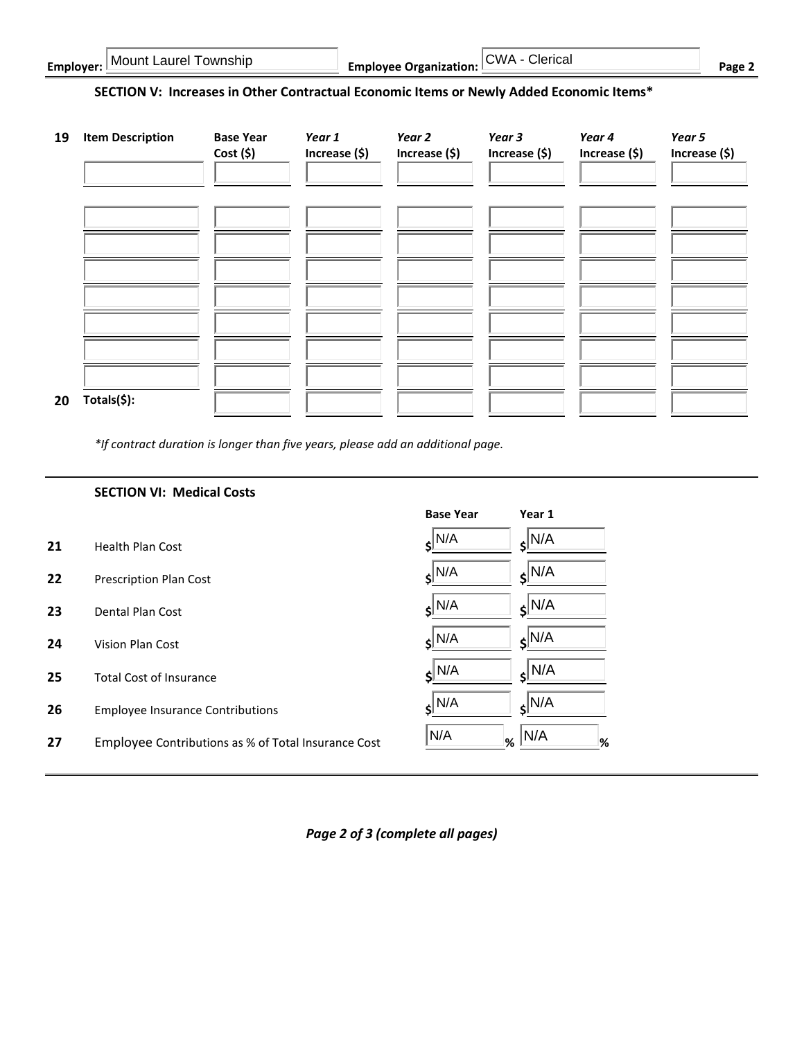**Employer:** Mount Laurel Township **Employee Organization:** CWA - Clerical **Page 2**

## SECTION V: Increases in Other Contractual Economic Items or Newly Added Economic Items*

| 19 | Item Description | Base Year Cost ($) | *Year 1* Increase ($) | *Year 2* Increase ($) | *Year 3* Increase ($) | *Year 4* Increase ($) | *Year 5* Increase ($) |
|---|---|---|---|---|---|---|---|
| | | | | | | | |
| | | | | | | | |
| | | | | | | | |
| | | | | | | | |
| | | | | | | | |
| | | | | | | | |
| | | | | | | | |
| | | | | | | | |
| 20 | **Totals($):** | | | | | | |

*\*If contract duration is longer than five years, please add an additional page.*

## SECTION VI: Medical Costs

| | | Base Year | Year 1 |
|---|---|---|---|
| 21 | Health Plan Cost | $ N/A | $ N/A |
| 22 | Prescription Plan Cost | $ N/A | $ N/A |
| 23 | Dental Plan Cost | $ N/A | $ N/A |
| 24 | Vision Plan Cost | $ N/A | $ N/A |
| 25 | Total Cost of Insurance | $ N/A | $ N/A |
| 26 | Employee Insurance Contributions | $ N/A | $ N/A |
| 27 | Employee Contributions as % of Total Insurance Cost | N/A % | N/A % |

*Page 2 of 3 (complete all pages)*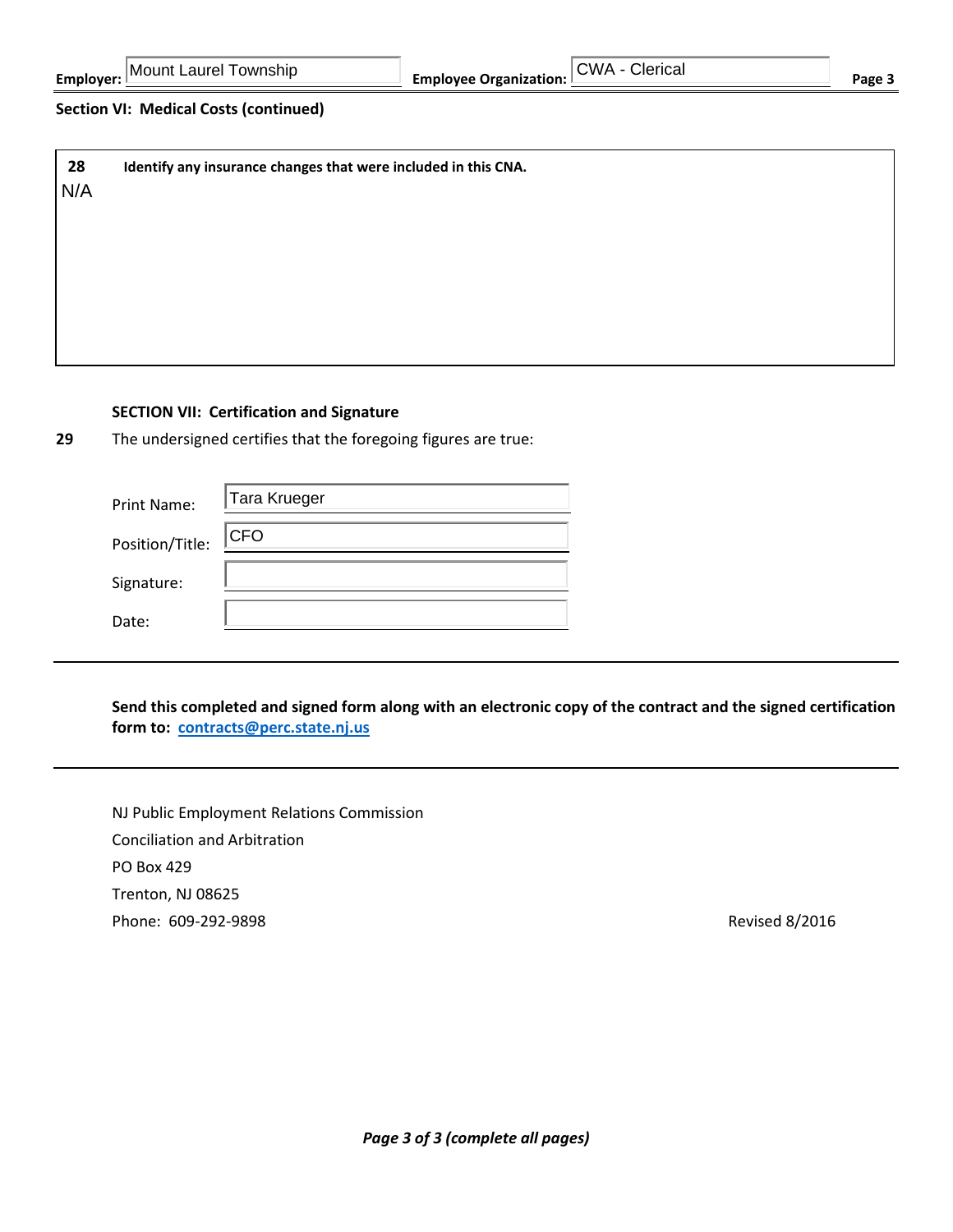**Employer:** Mount Laurel Township **Employee Organization:** CWA - Clerical

**Section VI: Medical Costs (continued)**

**28** **Identify any insurance changes that were included in this CNA.**

N/A

**SECTION VII: Certification and Signature**

**29** The undersigned certifies that the foregoing figures are true:

Print Name: Tara Krueger

Position/Title: CFO

Signature:

Date:

**Send this completed and signed form along with an electronic copy of the contract and the signed certification form to: contracts@perc.state.nj.us**

NJ Public Employment Relations Commission
Conciliation and Arbitration
PO Box 429
Trenton, NJ 08625
Phone: 609-292-9898

Revised 8/2016

***Page 3 of 3 (complete all pages)***